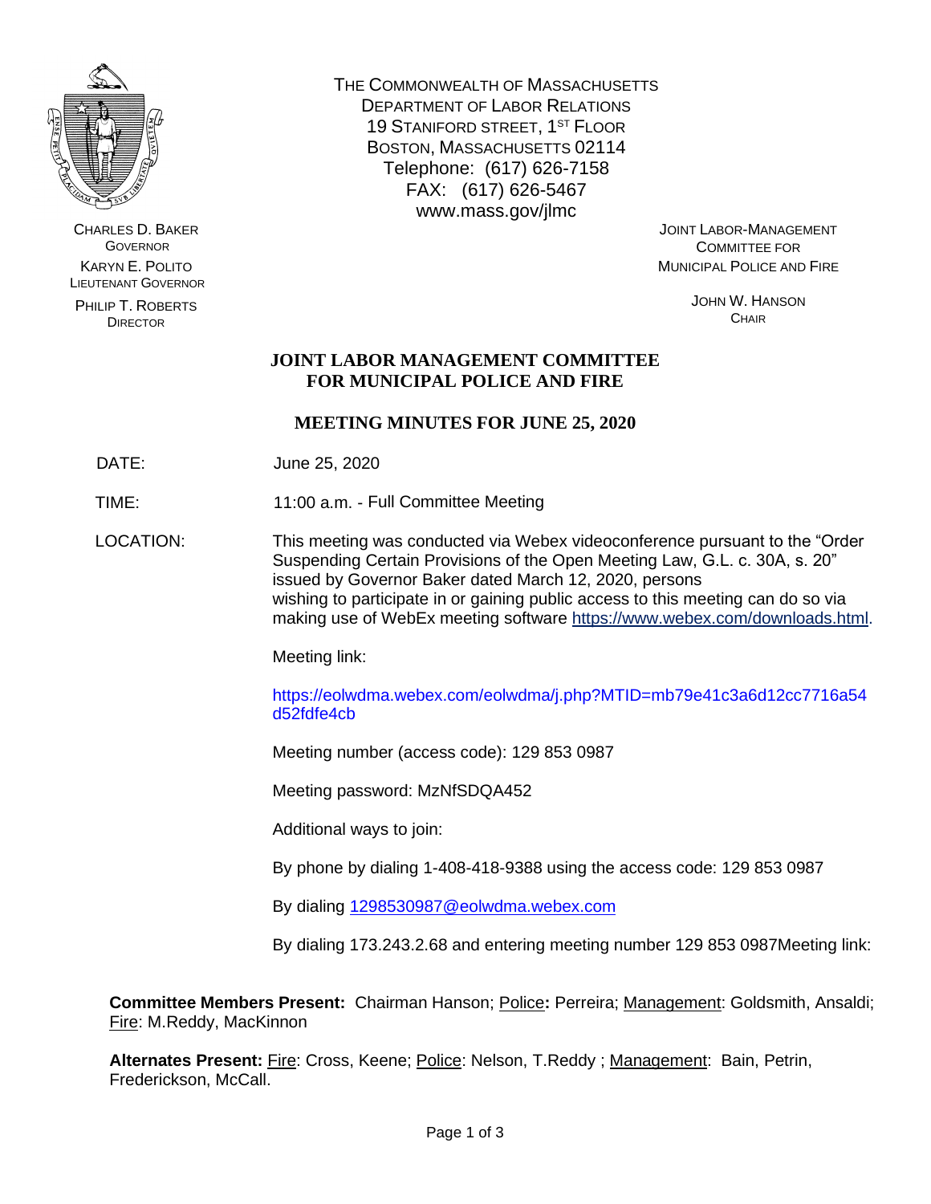THE COMMONWEALTH OF MASSACHUSETTS
DEPARTMENT OF LABOR RELATIONS
19 STANIFORD STREET, 1ST FLOOR
BOSTON, MASSACHUSETTS 02114
Telephone: (617) 626-7158
FAX: (617) 626-5467
www.mass.gov/jlmc

CHARLES D. BAKER
GOVERNOR

KARYN E. POLITO
LIEUTENANT GOVERNOR

PHILIP T. ROBERTS
DIRECTOR

JOINT LABOR-MANAGEMENT
COMMITTEE FOR
MUNICIPAL POLICE AND FIRE

JOHN W. HANSON
CHAIR

# JOINT LABOR MANAGEMENT COMMITTEE FOR MUNICIPAL POLICE AND FIRE

## MEETING MINUTES FOR JUNE 25, 2020

DATE: June 25, 2020

TIME: 11:00 a.m. - Full Committee Meeting

LOCATION: This meeting was conducted via Webex videoconference pursuant to the "Order Suspending Certain Provisions of the Open Meeting Law, G.L. c. 30A, s. 20" issued by Governor Baker dated March 12, 2020, persons wishing to participate in or gaining public access to this meeting can do so via making use of WebEx meeting software https://www.webex.com/downloads.html.

Meeting link:

https://eolwdma.webex.com/eolwdma/j.php?MTID=mb79e41c3a6d12cc7716a54d52fdfe4cb

Meeting number (access code): 129 853 0987

Meeting password: MzNfSDQA452

Additional ways to join:

By phone by dialing 1-408-418-9388 using the access code: 129 853 0987

By dialing 1298530987@eolwdma.webex.com

By dialing 173.243.2.68 and entering meeting number 129 853 0987Meeting link:

**Committee Members Present:** Chairman Hanson; Police: Perreira; Management: Goldsmith, Ansaldi; Fire: M.Reddy, MacKinnon

**Alternates Present:** Fire: Cross, Keene; Police: Nelson, T.Reddy ; Management: Bain, Petrin, Frederickson, McCall.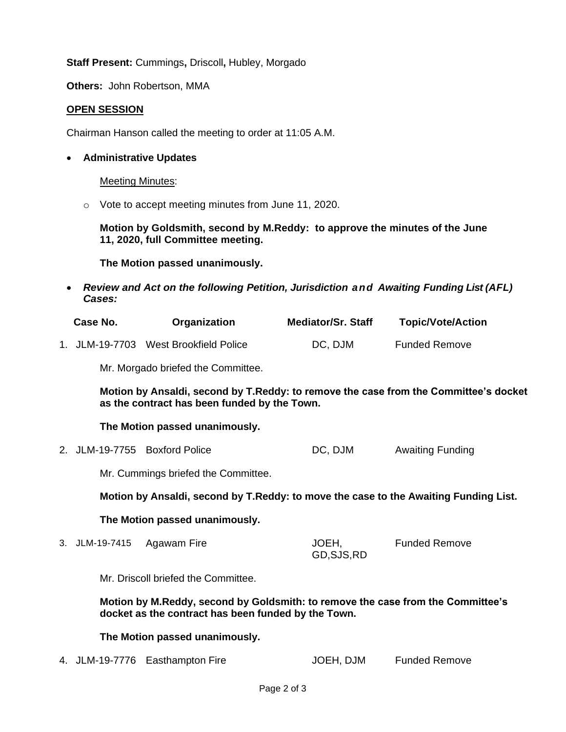**Staff Present:** Cummings**,** Driscoll**,** Hubley, Morgado

**Others:** John Robertson, MMA

**OPEN SESSION**

Chairman Hanson called the meeting to order at 11:05 A.M.

- **Administrative Updates**

  Meeting Minutes:

  - Vote to accept meeting minutes from June 11, 2020.

  **Motion by Goldsmith, second by M.Reddy: to approve the minutes of the June 11, 2020, full Committee meeting.**

  **The Motion passed unanimously.**

- ***Review and Act on the following Petition, Jurisdiction and Awaiting Funding List (AFL) Cases:***

| Case No. | Organization | Mediator/Sr. Staff | Topic/Vote/Action |
|---|---|---|---|
| 1. JLM-19-7703 | West Brookfield Police | DC, DJM | Funded Remove |

Mr. Morgado briefed the Committee.

**Motion by Ansaldi, second by T.Reddy: to remove the case from the Committee's docket as the contract has been funded by the Town.**

**The Motion passed unanimously.**

| Case No. | Organization | Mediator/Sr. Staff | Topic/Vote/Action |
|---|---|---|---|
| 2. JLM-19-7755 | Boxford Police | DC, DJM | Awaiting Funding |

Mr. Cummings briefed the Committee.

**Motion by Ansaldi, second by T.Reddy: to move the case to the Awaiting Funding List.**

**The Motion passed unanimously.**

| Case No. | Organization | Mediator/Sr. Staff | Topic/Vote/Action |
|---|---|---|---|
| 3. JLM-19-7415 | Agawam Fire | JOEH, GD,SJS,RD | Funded Remove |

Mr. Driscoll briefed the Committee.

**Motion by M.Reddy, second by Goldsmith: to remove the case from the Committee's docket as the contract has been funded by the Town.**

**The Motion passed unanimously.**

| Case No. | Organization | Mediator/Sr. Staff | Topic/Vote/Action |
|---|---|---|---|
| 4. JLM-19-7776 | Easthampton Fire | JOEH, DJM | Funded Remove |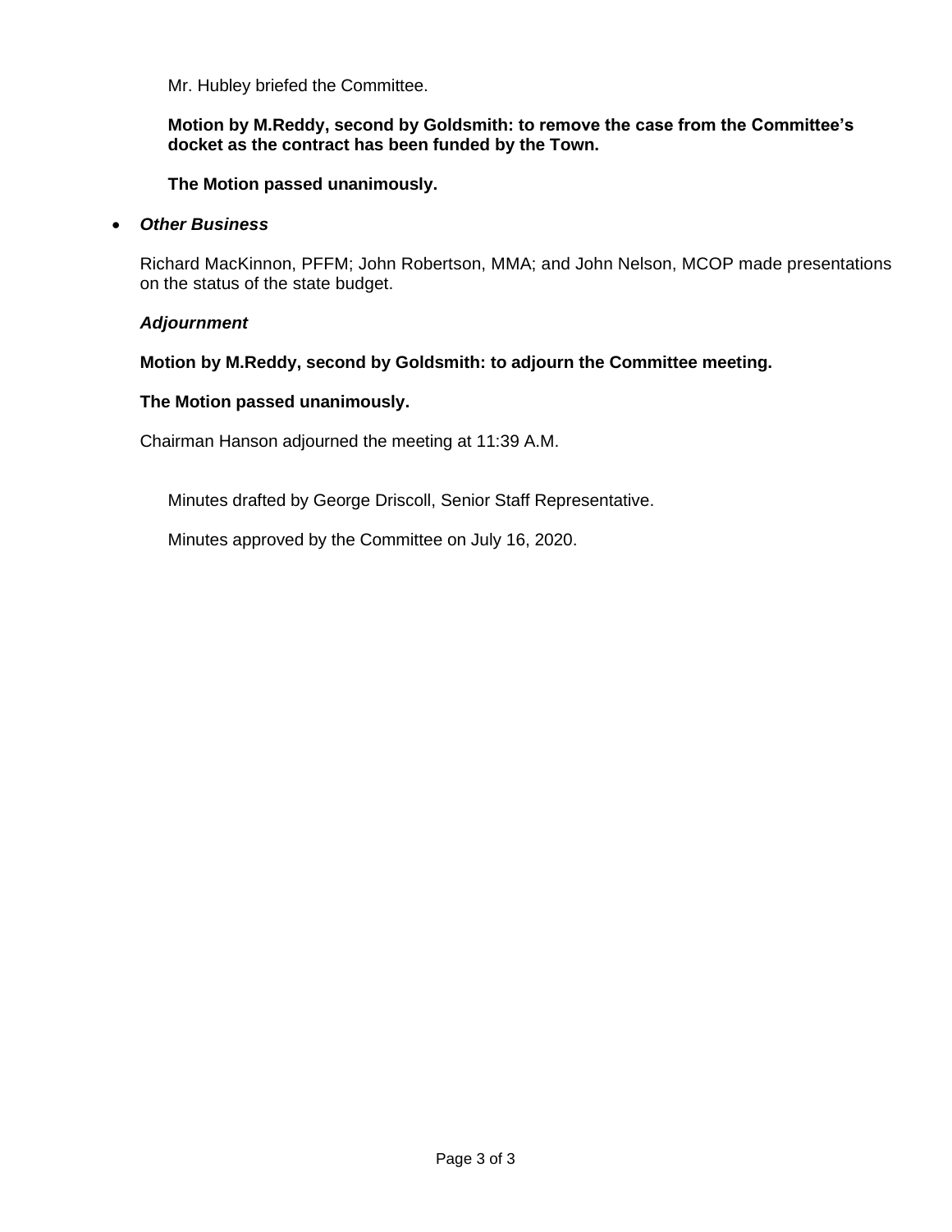Mr. Hubley briefed the Committee.

**Motion by M.Reddy, second by Goldsmith: to remove the case from the Committee's docket as the contract has been funded by the Town.**

**The Motion passed unanimously.**

- ***Other Business***

Richard MacKinnon, PFFM; John Robertson, MMA; and John Nelson, MCOP made presentations on the status of the state budget.

***Adjournment***

**Motion by M.Reddy, second by Goldsmith: to adjourn the Committee meeting.**

**The Motion passed unanimously.**

Chairman Hanson adjourned the meeting at 11:39 A.M.

Minutes drafted by George Driscoll, Senior Staff Representative.

Minutes approved by the Committee on July 16, 2020.